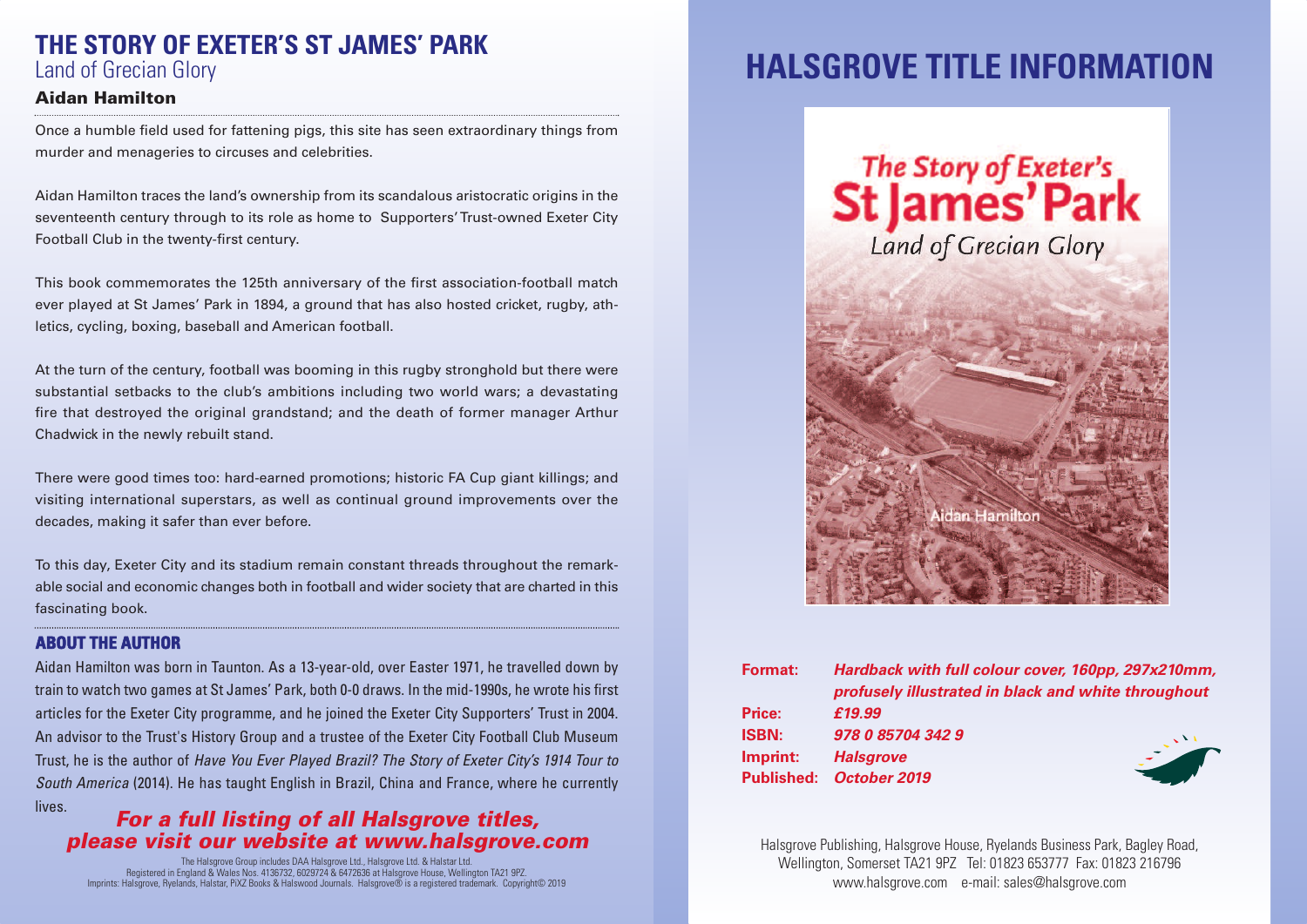# THE STORY OF EXETER'S ST JAMES' PARK

## Land of Grecian Glory

### Aidan Hamilton

Once a humble field used for fattening pigs, this site has seen extraordinary things from murder and menageries to circuses and celebrities.

Aidan Hamilton traces the land's ownership from its scandalous aristocratic origins in the seventeenth century through to its role as home to Supporters' Trust-owned Exeter City Football Club in the twenty-first century.

This book commemorates the 125th anniversary of the first association-football match ever played at St James' Park in 1894, a ground that has also hosted cricket, rugby, athletics, cycling, boxing, baseball and American football.

At the turn of the century, football was booming in this rugby stronghold but there were substantial setbacks to the club's ambitions including two world wars; a devastating fire that destroyed the original grandstand; and the death of former manager Arthur Chadwick in the newly rebuilt stand.

There were good times too: hard-earned promotions; historic FA Cup giant killings; and visiting international superstars, as well as continual ground improvements over the decades, making it safer than ever before.

To this day, Exeter City and its stadium remain constant threads throughout the remarkable social and economic changes both in football and wider society that are charted in this fascinating book.

### ABOUT THE AUTHOR

Aidan Hamilton was born in Taunton. As a 13-year-old, over Easter 1971, he travelled down by train to watch two games at St James' Park, both 0-0 draws. In the mid-1990s, he wrote his first articles for the Exeter City programme, and he joined the Exeter City Supporters' Trust in 2004. An advisor to the Trust's History Group and a trustee of the Exeter City Football Club Museum Trust, he is the author of *Have You Ever Played Brazil? The Story of Exeter City's 1914 Tour to South America* (2014). He has taught English in Brazil, China and France, where he currently lives.

***For a full listing of all Halsgrove titles, please visit our website at www.halsgrove.com***

The Halsgrove Group includes DAA Halsgrove Ltd., Halsgrove Ltd. & Halstar Ltd.
Registered in England & Wales Nos. 4136732, 6029724 & 6472636 at Halsgrove House, Wellington TA21 9PZ.
Imprints: Halsgrove, Ryelands, Halstar, PiXZ Books & Halswood Journals. Halsgrove® is a registered trademark. Copyright© 2019

# HALSGROVE TITLE INFORMATION

The Story of Exeter's St James' Park
Land of Grecian Glory
Aidan Hamilton

**Format:** ***Hardback with full colour cover, 160pp, 297x210mm, profusely illustrated in black and white throughout***
**Price:** ***£19.99***
**ISBN:** ***978 0 85704 342 9***
**Imprint:** ***Halsgrove***
**Published:** ***October 2019***

Halsgrove Publishing, Halsgrove House, Ryelands Business Park, Bagley Road, Wellington, Somerset TA21 9PZ Tel: 01823 653777 Fax: 01823 216796
www.halsgrove.com e-mail: sales@halsgrove.com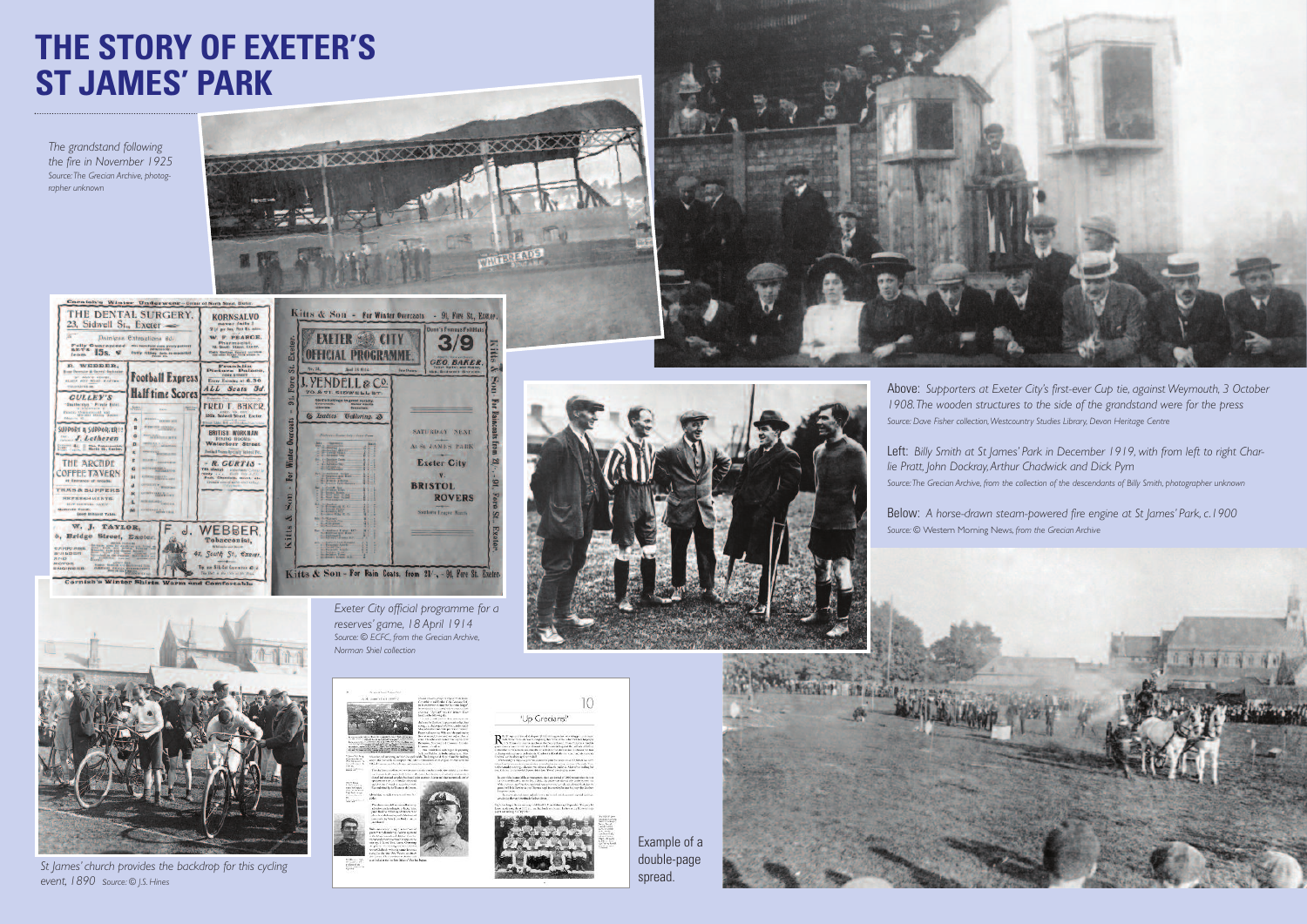# THE STORY OF EXETER'S ST JAMES' PARK

*The grandstand following the fire in November 1925*
*Source: The Grecian Archive, photographer unknown*

Above: *Supporters at Exeter City's first-ever Cup tie, against Weymouth, 3 October 1908. The wooden structures to the side of the grandstand were for the press*
*Source: Dave Fisher collection, Westcountry Studies Library, Devon Heritage Centre*

Left: *Billy Smith at St James' Park in December 1919, with from left to right Charlie Pratt, John Dockray, Arthur Chadwick and Dick Pym*
*Source: The Grecian Archive, from the collection of the descendants of Billy Smith, photographer unknown*

Below: *A horse-drawn steam-powered fire engine at St James' Park, c.1900*
*Source: © Western Morning News, from the Grecian Archive*

*Exeter City official programme for a reserves' game, 18 April 1914*
*Source: © ECFC, from the Grecian Archive, Norman Shiel collection*

*St James' church provides the backdrop for this cycling event, 1890* *Source: © J.S. Hines*

Example of a double-page spread.